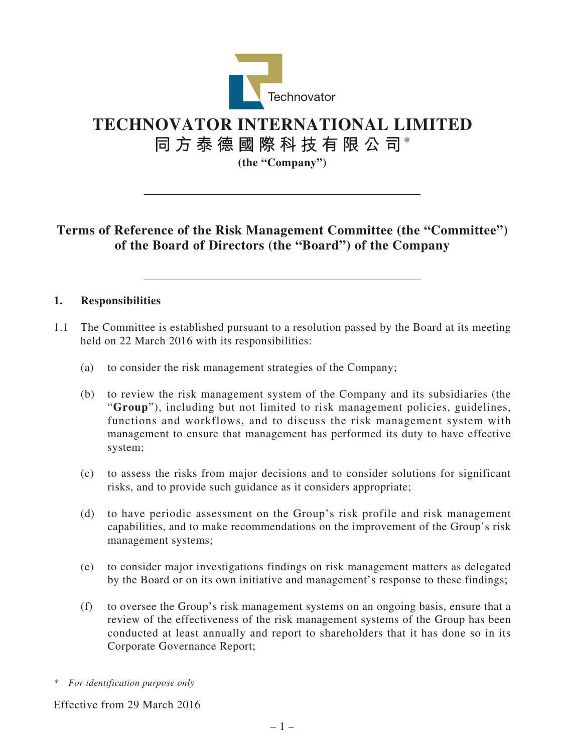# TECHNOVATOR INTERNATIONAL LIMITED

## 同方泰德國際科技有限公司*

**(the "Company")**

---

## Terms of Reference of the Risk Management Committee (the "Committee") of the Board of Directors (the "Board") of the Company

---

### 1. Responsibilities

1.1 The Committee is established pursuant to a resolution passed by the Board at its meeting held on 22 March 2016 with its responsibilities:

(a) to consider the risk management strategies of the Company;

(b) to review the risk management system of the Company and its subsidiaries (the "**Group**"), including but not limited to risk management policies, guidelines, functions and workflows, and to discuss the risk management system with management to ensure that management has performed its duty to have effective system;

(c) to assess the risks from major decisions and to consider solutions for significant risks, and to provide such guidance as it considers appropriate;

(d) to have periodic assessment on the Group's risk profile and risk management capabilities, and to make recommendations on the improvement of the Group's risk management systems;

(e) to consider major investigations findings on risk management matters as delegated by the Board or on its own initiative and management's response to these findings;

(f) to oversee the Group's risk management systems on an ongoing basis, ensure that a review of the effectiveness of the risk management systems of the Group has been conducted at least annually and report to shareholders that it has done so in its Corporate Governance Report;

\* *For identification purpose only*

Effective from 29 March 2016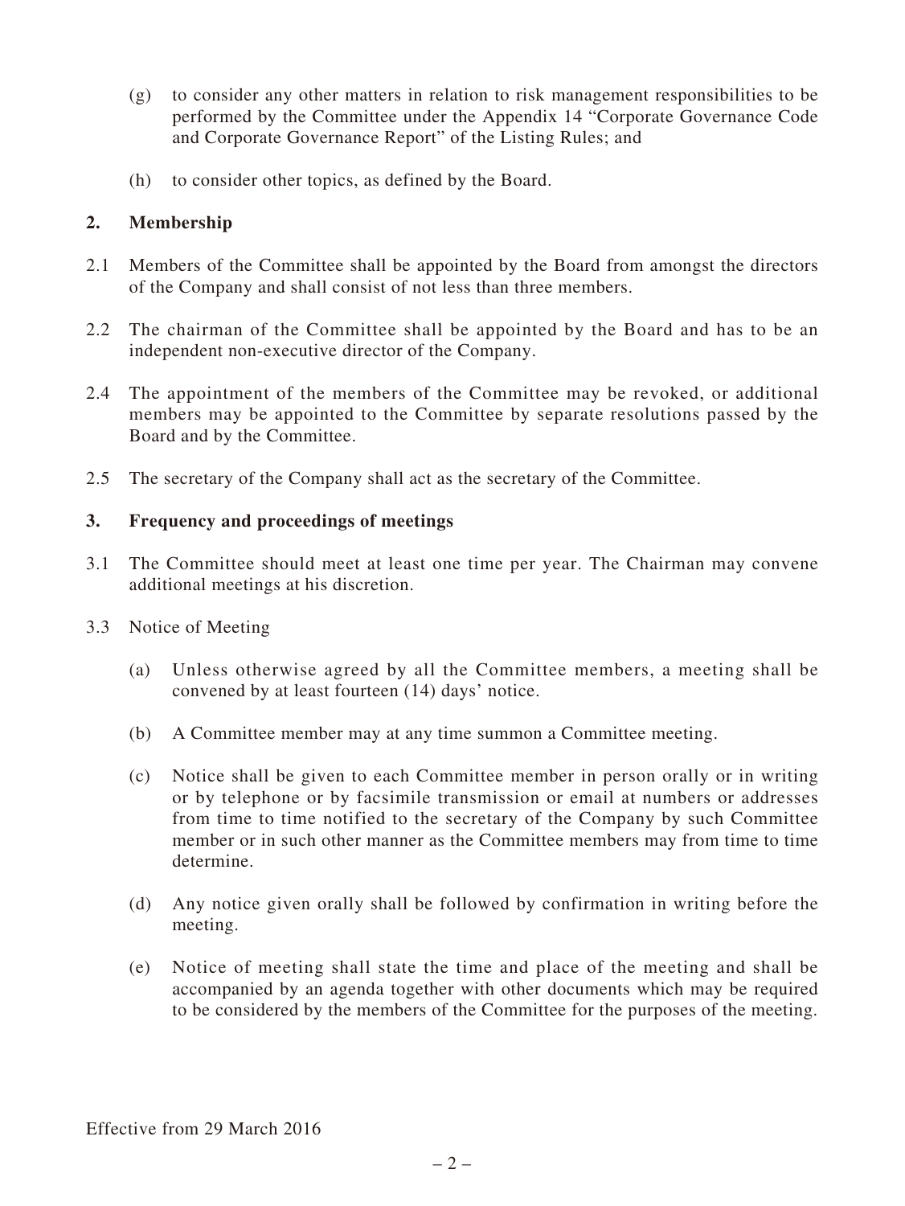(g) to consider any other matters in relation to risk management responsibilities to be performed by the Committee under the Appendix 14 "Corporate Governance Code and Corporate Governance Report" of the Listing Rules; and

(h) to consider other topics, as defined by the Board.

## 2. Membership

2.1 Members of the Committee shall be appointed by the Board from amongst the directors of the Company and shall consist of not less than three members.

2.2 The chairman of the Committee shall be appointed by the Board and has to be an independent non-executive director of the Company.

2.4 The appointment of the members of the Committee may be revoked, or additional members may be appointed to the Committee by separate resolutions passed by the Board and by the Committee.

2.5 The secretary of the Company shall act as the secretary of the Committee.

## 3. Frequency and proceedings of meetings

3.1 The Committee should meet at least one time per year. The Chairman may convene additional meetings at his discretion.

3.3 Notice of Meeting

(a) Unless otherwise agreed by all the Committee members, a meeting shall be convened by at least fourteen (14) days' notice.

(b) A Committee member may at any time summon a Committee meeting.

(c) Notice shall be given to each Committee member in person orally or in writing or by telephone or by facsimile transmission or email at numbers or addresses from time to time notified to the secretary of the Company by such Committee member or in such other manner as the Committee members may from time to time determine.

(d) Any notice given orally shall be followed by confirmation in writing before the meeting.

(e) Notice of meeting shall state the time and place of the meeting and shall be accompanied by an agenda together with other documents which may be required to be considered by the members of the Committee for the purposes of the meeting.

Effective from 29 March 2016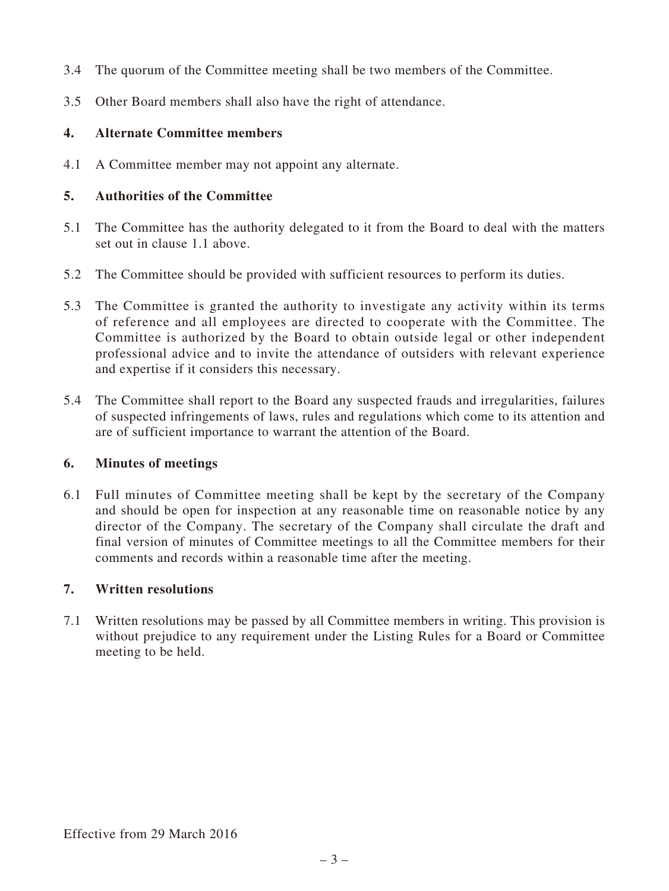3.4 The quorum of the Committee meeting shall be two members of the Committee.

3.5 Other Board members shall also have the right of attendance.

## 4. Alternate Committee members

4.1 A Committee member may not appoint any alternate.

## 5. Authorities of the Committee

5.1 The Committee has the authority delegated to it from the Board to deal with the matters set out in clause 1.1 above.

5.2 The Committee should be provided with sufficient resources to perform its duties.

5.3 The Committee is granted the authority to investigate any activity within its terms of reference and all employees are directed to cooperate with the Committee. The Committee is authorized by the Board to obtain outside legal or other independent professional advice and to invite the attendance of outsiders with relevant experience and expertise if it considers this necessary.

5.4 The Committee shall report to the Board any suspected frauds and irregularities, failures of suspected infringements of laws, rules and regulations which come to its attention and are of sufficient importance to warrant the attention of the Board.

## 6. Minutes of meetings

6.1 Full minutes of Committee meeting shall be kept by the secretary of the Company and should be open for inspection at any reasonable time on reasonable notice by any director of the Company. The secretary of the Company shall circulate the draft and final version of minutes of Committee meetings to all the Committee members for their comments and records within a reasonable time after the meeting.

## 7. Written resolutions

7.1 Written resolutions may be passed by all Committee members in writing. This provision is without prejudice to any requirement under the Listing Rules for a Board or Committee meeting to be held.

Effective from 29 March 2016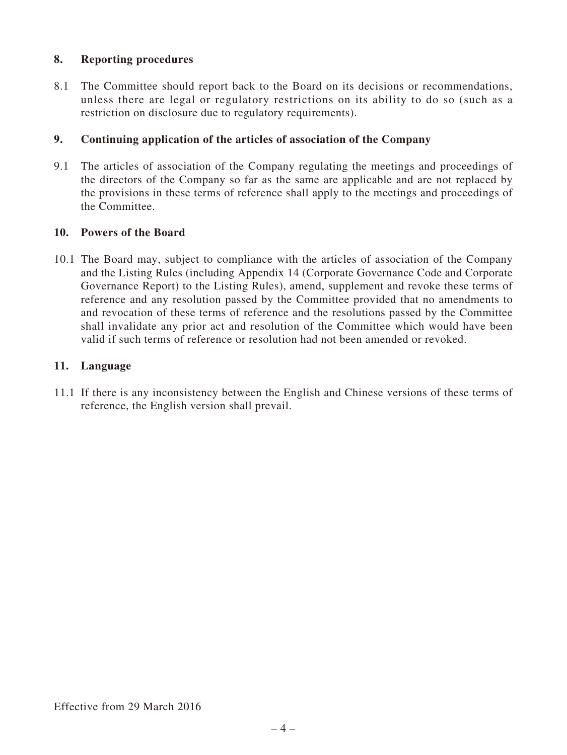## 8. Reporting procedures

8.1 The Committee should report back to the Board on its decisions or recommendations, unless there are legal or regulatory restrictions on its ability to do so (such as a restriction on disclosure due to regulatory requirements).

## 9. Continuing application of the articles of association of the Company

9.1 The articles of association of the Company regulating the meetings and proceedings of the directors of the Company so far as the same are applicable and are not replaced by the provisions in these terms of reference shall apply to the meetings and proceedings of the Committee.

## 10. Powers of the Board

10.1 The Board may, subject to compliance with the articles of association of the Company and the Listing Rules (including Appendix 14 (Corporate Governance Code and Corporate Governance Report) to the Listing Rules), amend, supplement and revoke these terms of reference and any resolution passed by the Committee provided that no amendments to and revocation of these terms of reference and the resolutions passed by the Committee shall invalidate any prior act and resolution of the Committee which would have been valid if such terms of reference or resolution had not been amended or revoked.

## 11. Language

11.1 If there is any inconsistency between the English and Chinese versions of these terms of reference, the English version shall prevail.

Effective from 29 March 2016